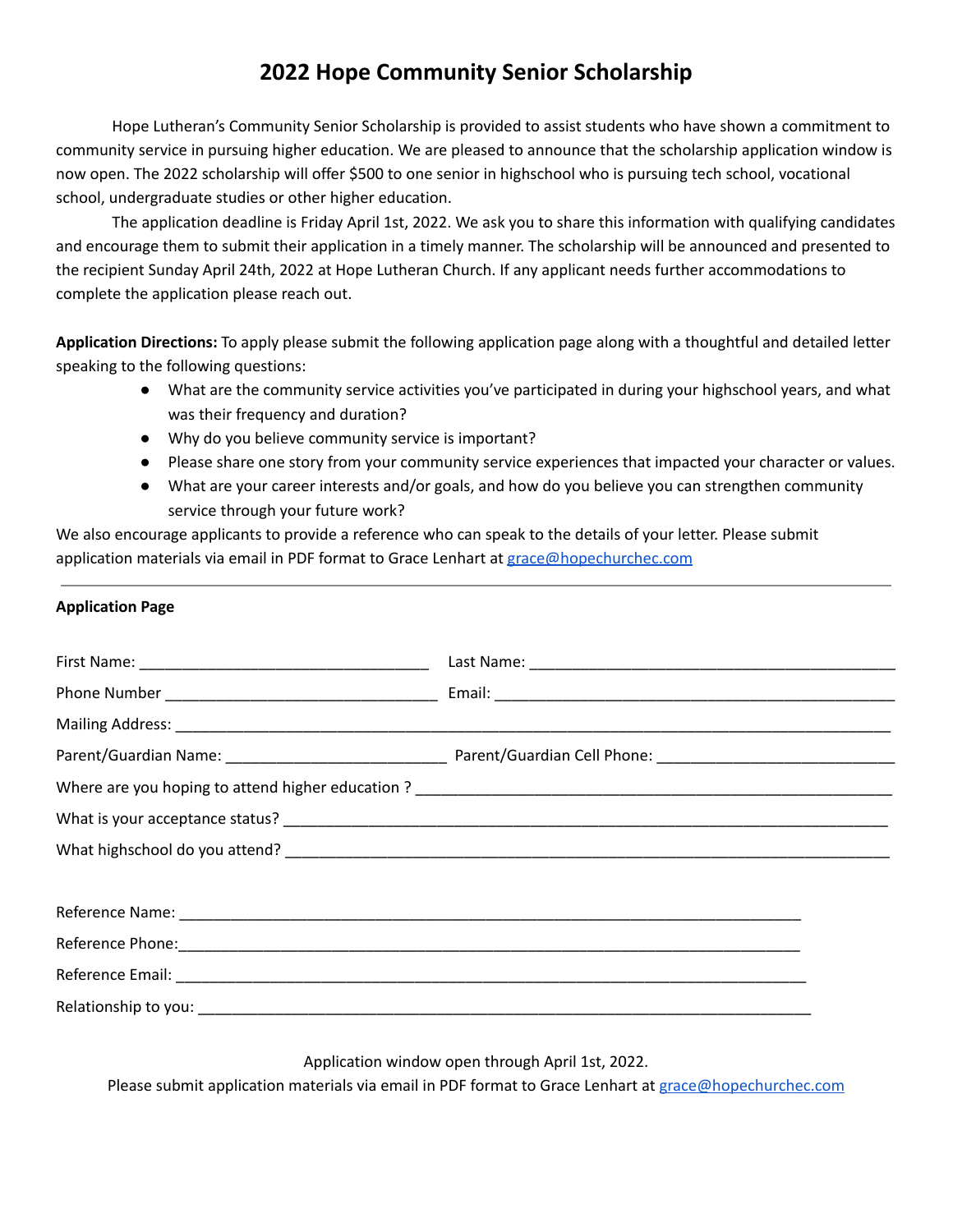# 2022 Hope Community Senior Scholarship

Hope Lutheran's Community Senior Scholarship is provided to assist students who have shown a commitment to community service in pursuing higher education. We are pleased to announce that the scholarship application window is now open. The 2022 scholarship will offer $500 to one senior in highschool who is pursuing tech school, vocational school, undergraduate studies or other higher education.

The application deadline is Friday April 1st, 2022. We ask you to share this information with qualifying candidates and encourage them to submit their application in a timely manner. The scholarship will be announced and presented to the recipient Sunday April 24th, 2022 at Hope Lutheran Church. If any applicant needs further accommodations to complete the application please reach out.

**Application Directions:** To apply please submit the following application page along with a thoughtful and detailed letter speaking to the following questions:

- What are the community service activities you've participated in during your highschool years, and what was their frequency and duration?
- Why do you believe community service is important?
- Please share one story from your community service experiences that impacted your character or values.
- What are your career interests and/or goals, and how do you believe you can strengthen community service through your future work?

We also encourage applicants to provide a reference who can speak to the details of your letter. Please submit application materials via email in PDF format to Grace Lenhart at grace@hopechurchec.com

---

**Application Page**

First Name: ______________________________ Last Name: ______________________________

Phone Number ______________________________ Email: ______________________________

Mailing Address: ____________________________________________________________

Parent/Guardian Name: ______________________ Parent/Guardian Cell Phone: ______________________

Where are you hoping to attend higher education ? ______________________________________

What is your acceptance status? ______________________________________________

What highschool do you attend? ______________________________________________

Reference Name: ______________________________________________

Reference Phone:______________________________________________

Reference Email: ______________________________________________

Relationship to you: ______________________________________________

Application window open through April 1st, 2022.

Please submit application materials via email in PDF format to Grace Lenhart at grace@hopechurchec.com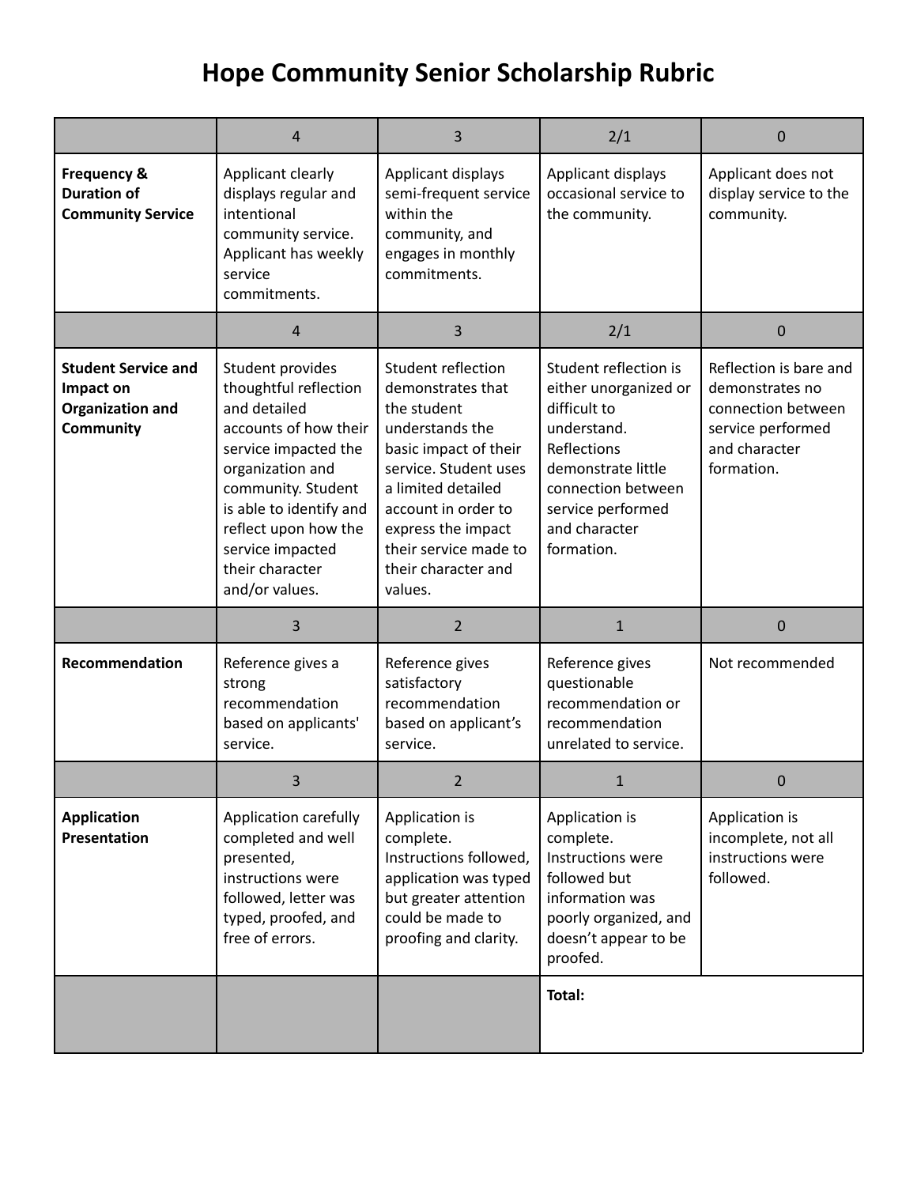# Hope Community Senior Scholarship Rubric

| | 4 | 3 | 2/1 | 0 |
|---|---|---|---|---|
| **Frequency & Duration of Community Service** | Applicant clearly displays regular and intentional community service. Applicant has weekly service commitments. | Applicant displays semi-frequent service within the community, and engages in monthly commitments. | Applicant displays occasional service to the community. | Applicant does not display service to the community. |
| | 4 | 3 | 2/1 | 0 |
| **Student Service and Impact on Organization and Community** | Student provides thoughtful reflection and detailed accounts of how their service impacted the organization and community. Student is able to identify and reflect upon how the service impacted their character and/or values. | Student reflection demonstrates that the student understands the basic impact of their service. Student uses a limited detailed account in order to express the impact their service made to their character and values. | Student reflection is either unorganized or difficult to understand. Reflections demonstrate little connection between service performed and character formation. | Reflection is bare and demonstrates no connection between service performed and character formation. |
| | 3 | 2 | 1 | 0 |
| **Recommendation** | Reference gives a strong recommendation based on applicants' service. | Reference gives satisfactory recommendation based on applicant's service. | Reference gives questionable recommendation or recommendation unrelated to service. | Not recommended |
| | 3 | 2 | 1 | 0 |
| **Application Presentation** | Application carefully completed and well presented, instructions were followed, letter was typed, proofed, and free of errors. | Application is complete. Instructions followed, application was typed but greater attention could be made to proofing and clarity. | Application is complete. Instructions were followed but information was poorly organized, and doesn't appear to be proofed. | Application is incomplete, not all instructions were followed. |
| | | | **Total:** | |